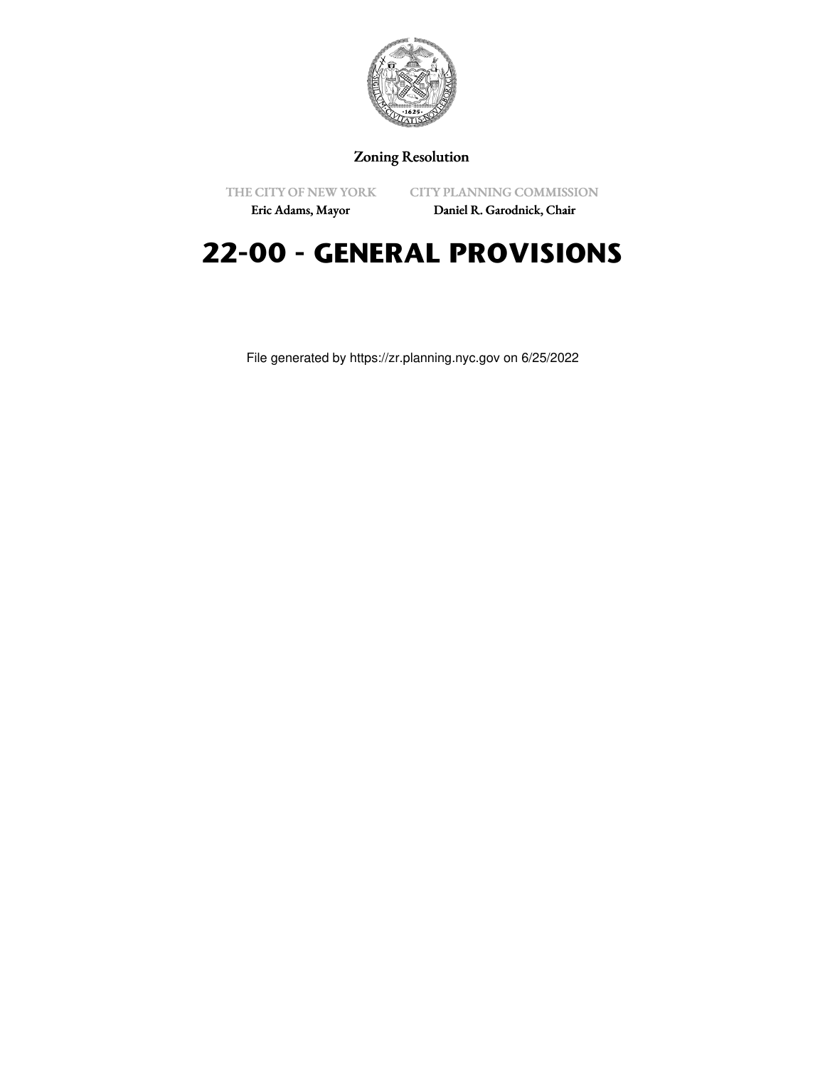Zoning Resolution

THE CITY OF NEW YORK
Eric Adams, Mayor

CITY PLANNING COMMISSION
Daniel R. Garodnick, Chair

# 22-00 - GENERAL PROVISIONS

File generated by https://zr.planning.nyc.gov on 6/25/2022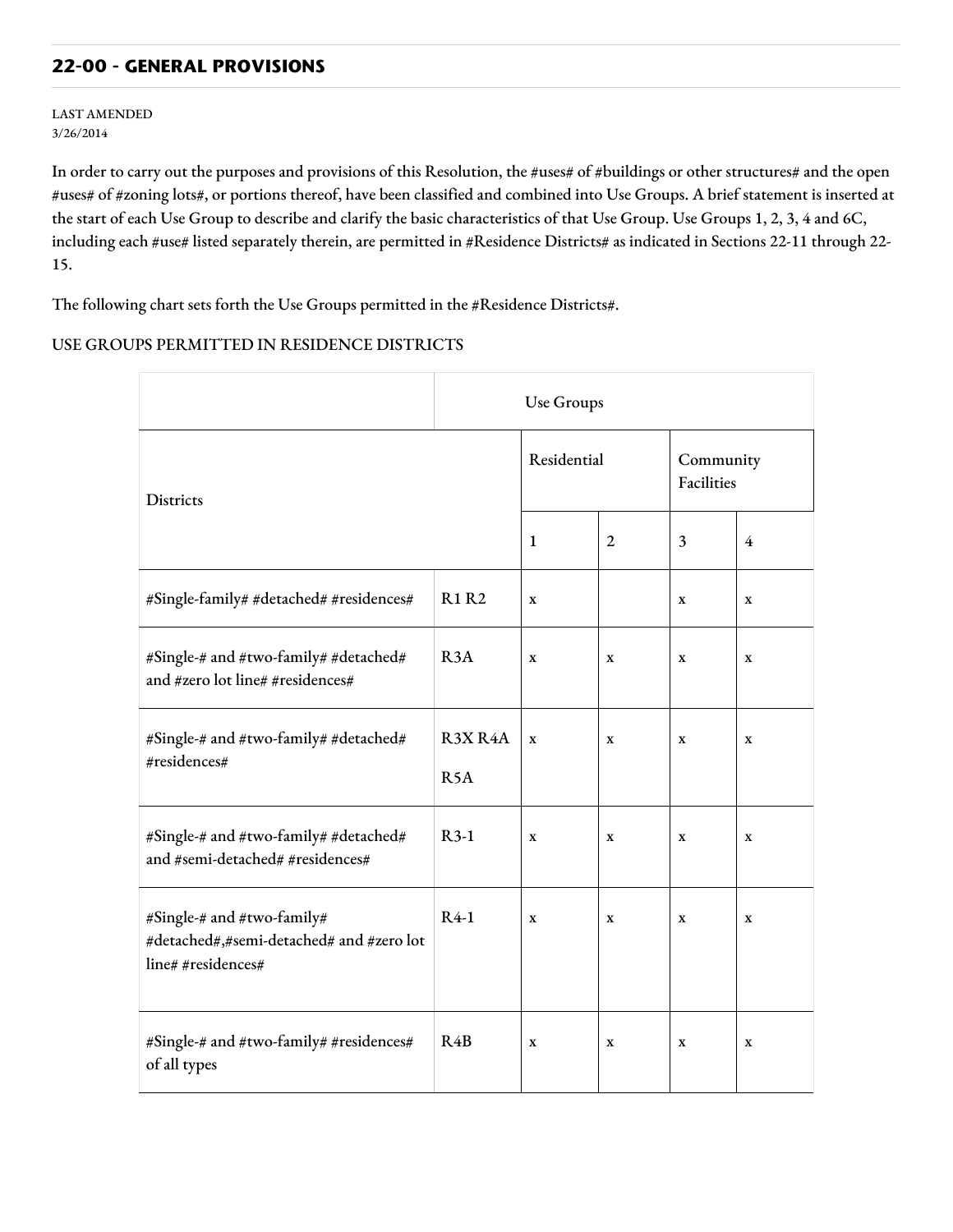## 22-00 - GENERAL PROVISIONS

LAST AMENDED
3/26/2014

In order to carry out the purposes and provisions of this Resolution, the #uses# of #buildings or other structures# and the open #uses# of #zoning lots#, or portions thereof, have been classified and combined into Use Groups. A brief statement is inserted at the start of each Use Group to describe and clarify the basic characteristics of that Use Group. Use Groups 1, 2, 3, 4 and 6C, including each #use# listed separately therein, are permitted in #Residence Districts# as indicated in Sections 22-11 through 22-15.

The following chart sets forth the Use Groups permitted in the #Residence Districts#.

USE GROUPS PERMITTED IN RESIDENCE DISTRICTS

| | | Use Groups | | | |
|---|---|---|---|---|---|
| Districts | | Residential | | Community Facilities | |
| | | 1 | 2 | 3 | 4 |
| #Single-family# #detached# #residences# | R1 R2 | x | | x | x |
| #Single-# and #two-family# #detached# and #zero lot line# #residences# | R3A | x | x | x | x |
| #Single-# and #two-family# #detached# #residences# | R3X R4A R5A | x | x | x | x |
| #Single-# and #two-family# #detached# and #semi-detached# #residences# | R3-1 | x | x | x | x |
| #Single-# and #two-family# #detached#,#semi-detached# and #zero lot line# #residences# | R4-1 | x | x | x | x |
| #Single-# and #two-family# #residences# of all types | R4B | x | x | x | x |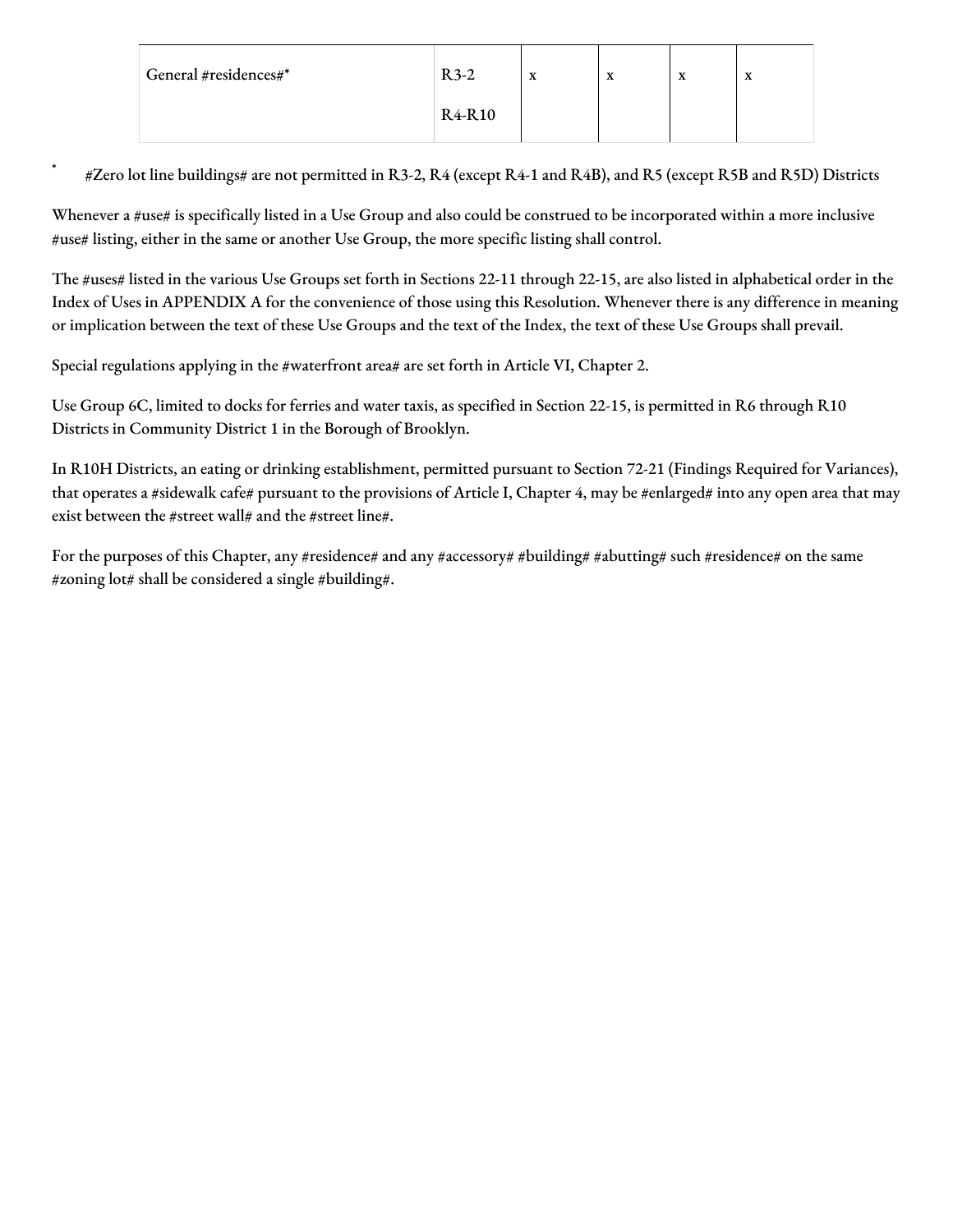| | | | | | |
|---|---|---|---|---|---|
| General #residences#* | R3-2<br>R4-R10 | x | x | x | x |

\* #Zero lot line buildings# are not permitted in R3-2, R4 (except R4-1 and R4B), and R5 (except R5B and R5D) Districts

Whenever a #use# is specifically listed in a Use Group and also could be construed to be incorporated within a more inclusive #use# listing, either in the same or another Use Group, the more specific listing shall control.

The #uses# listed in the various Use Groups set forth in Sections 22-11 through 22-15, are also listed in alphabetical order in the Index of Uses in APPENDIX A for the convenience of those using this Resolution. Whenever there is any difference in meaning or implication between the text of these Use Groups and the text of the Index, the text of these Use Groups shall prevail.

Special regulations applying in the #waterfront area# are set forth in Article VI, Chapter 2.

Use Group 6C, limited to docks for ferries and water taxis, as specified in Section 22-15, is permitted in R6 through R10 Districts in Community District 1 in the Borough of Brooklyn.

In R10H Districts, an eating or drinking establishment, permitted pursuant to Section 72-21 (Findings Required for Variances), that operates a #sidewalk cafe# pursuant to the provisions of Article I, Chapter 4, may be #enlarged# into any open area that may exist between the #street wall# and the #street line#.

For the purposes of this Chapter, any #residence# and any #accessory# #building# #abutting# such #residence# on the same #zoning lot# shall be considered a single #building#.